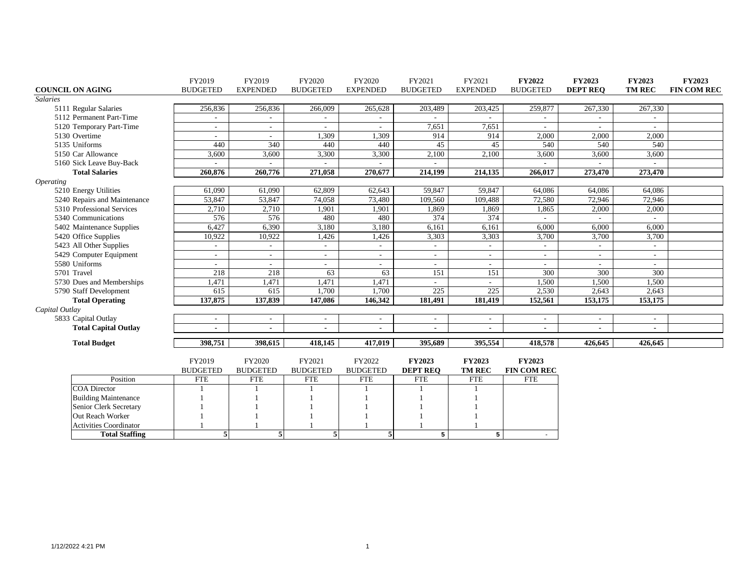| COUNCIL ON AGING | FY2019 BUDGETED | FY2019 EXPENDED | FY2020 BUDGETED | FY2020 EXPENDED | FY2021 BUDGETED | FY2021 EXPENDED | **FY2022 BUDGETED** | **FY2023 DEPT REQ** | **FY2023 TM REC** | **FY2023 FIN COM REC** |
|---|---|---|---|---|---|---|---|---|---|---|
| *Salaries* | | | | | | | | | | |
| 5111 Regular Salaries | 256,836 | 256,836 | 266,009 | 265,628 | 203,489 | 203,425 | 259,877 | 267,330 | 267,330 | |
| 5112 Permanent Part-Time | - | - | - | - | - | - | - | - | - | |
| 5120 Temporary Part-Time | - | - | - | - | 7,651 | 7,651 | - | - | - | |
| 5130 Overtime | - | - | 1,309 | 1,309 | 914 | 914 | 2,000 | 2,000 | 2,000 | |
| 5135 Uniforms | 440 | 340 | 440 | 440 | 45 | 45 | 540 | 540 | 540 | |
| 5150 Car Allowance | 3,600 | 3,600 | 3,300 | 3,300 | 2,100 | 2,100 | 3,600 | 3,600 | 3,600 | |
| 5160 Sick Leave Buy-Back | - | - | - | - | - | | - | - | - | |
| **Total Salaries** | **260,876** | **260,776** | **271,058** | **270,677** | **214,199** | **214,135** | **266,017** | **273,470** | **273,470** | |
| *Operating* | | | | | | | | | | |
| 5210 Energy Utilities | 61,090 | 61,090 | 62,809 | 62,643 | 59,847 | 59,847 | 64,086 | 64,086 | 64,086 | |
| 5240 Repairs and Maintenance | 53,847 | 53,847 | 74,058 | 73,480 | 109,560 | 109,488 | 72,580 | 72,946 | 72,946 | |
| 5310 Professional Services | 2,710 | 2,710 | 1,901 | 1,901 | 1,869 | 1,869 | 1,865 | 2,000 | 2,000 | |
| 5340 Communications | 576 | 576 | 480 | 480 | 374 | 374 | - | - | - | |
| 5402 Maintenance Supplies | 6,427 | 6,390 | 3,180 | 3,180 | 6,161 | 6,161 | 6,000 | 6,000 | 6,000 | |
| 5420 Office Supplies | 10,922 | 10,922 | 1,426 | 1,426 | 3,303 | 3,303 | 3,700 | 3,700 | 3,700 | |
| 5423 All Other Supplies | - | - | - | - | - | - | - | - | - | |
| 5429 Computer Equipment | - | - | - | - | - | - | - | - | - | |
| 5580 Uniforms | - | - | - | - | - | - | - | - | - | |
| 5701 Travel | 218 | 218 | 63 | 63 | 151 | 151 | 300 | 300 | 300 | |
| 5730 Dues and Memberships | 1,471 | 1,471 | 1,471 | 1,471 | - | - | 1,500 | 1,500 | 1,500 | |
| 5790 Staff Development | 615 | 615 | 1,700 | 1,700 | 225 | 225 | 2,530 | 2,643 | 2,643 | |
| **Total Operating** | **137,875** | **137,839** | **147,086** | **146,342** | **181,491** | **181,419** | **152,561** | **153,175** | **153,175** | |
| *Capital Outlay* | | | | | | | | | | |
| 5833 Capital Outlay | - | - | - | - | - | - | - | - | - | |
| **Total Capital Outlay** | **-** | **-** | **-** | **-** | **-** | **-** | **-** | **-** | **-** | |
| **Total Budget** | **398,751** | **398,615** | **418,145** | **417,019** | **395,689** | **395,554** | **418,578** | **426,645** | **426,645** | |

| Position | FY2019 BUDGETED FTE | FY2020 BUDGETED FTE | FY2021 BUDGETED FTE | FY2022 BUDGETED FTE | **FY2023 DEPT REQ** FTE | **FY2023 TM REC** FTE | **FY2023 FIN COM REC** FTE |
|---|---|---|---|---|---|---|---|
| COA Director | 1 | 1 | 1 | 1 | 1 | 1 | |
| Building Maintenance | 1 | 1 | 1 | 1 | 1 | 1 | |
| Senior Clerk Secretary | 1 | 1 | 1 | 1 | 1 | 1 | |
| Out Reach Worker | 1 | 1 | 1 | 1 | 1 | 1 | |
| Activities Coordinator | 1 | 1 | 1 | 1 | 1 | 1 | |
| **Total Staffing** | **5** | **5** | **5** | **5** | **5** | **5** | - |

1/12/2022 4:21 PM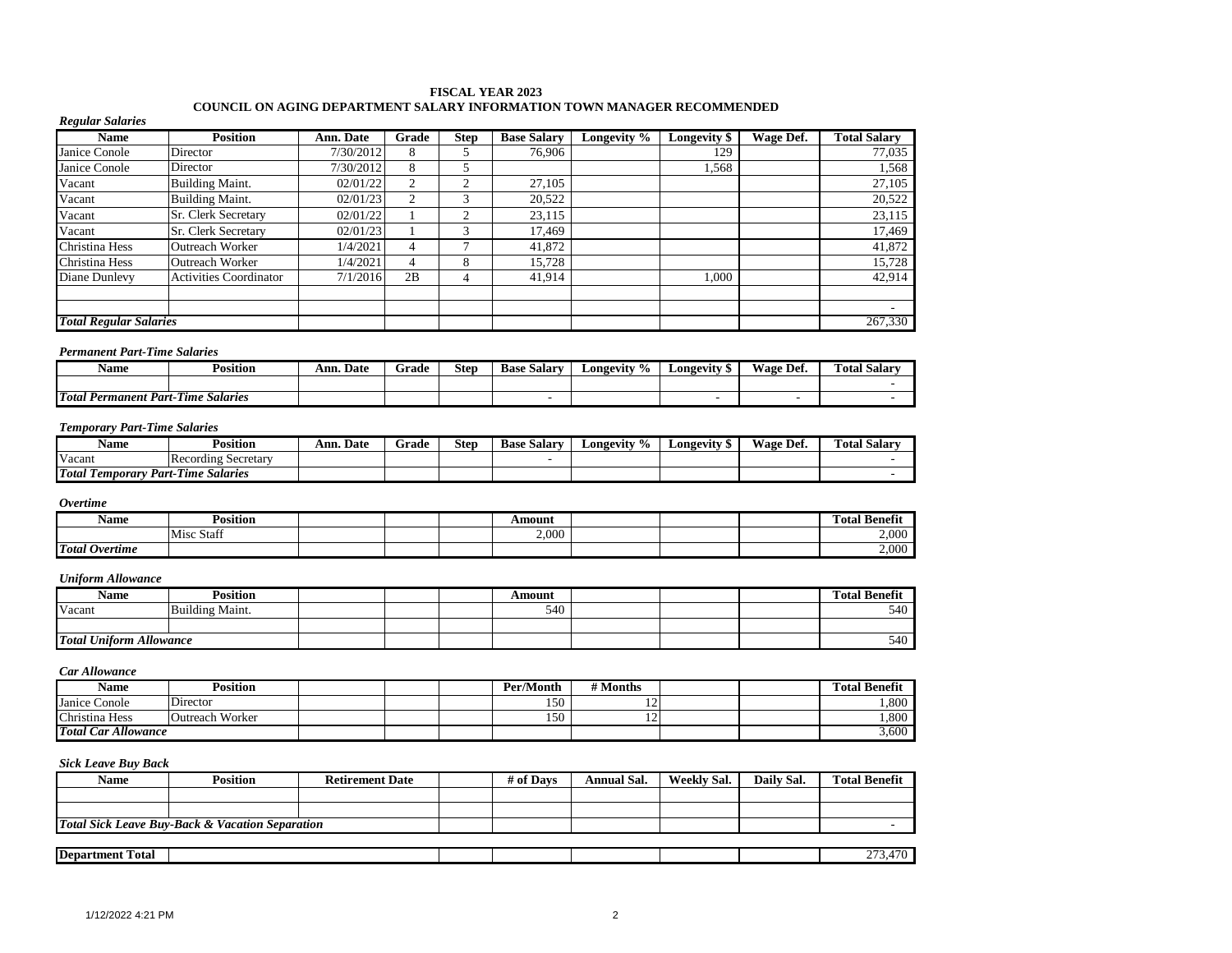# FISCAL YEAR 2023
## COUNCIL ON AGING DEPARTMENT SALARY INFORMATION TOWN MANAGER RECOMMENDED

*Regular Salaries*

| Name | Position | Ann. Date | Grade | Step | Base Salary | Longevity % | Longevity $ | Wage Def. | Total Salary |
|---|---|---|---|---|---|---|---|---|---|
| Janice Conole | Director | 7/30/2012 | 8 | 5 | 76,906 | | 129 | | 77,035 |
| Janice Conole | Director | 7/30/2012 | 8 | 5 | | | 1,568 | | 1,568 |
| Vacant | Building Maint. | 02/01/22 | 2 | 2 | 27,105 | | | | 27,105 |
| Vacant | Building Maint. | 02/01/23 | 2 | 3 | 20,522 | | | | 20,522 |
| Vacant | Sr. Clerk Secretary | 02/01/22 | 1 | 2 | 23,115 | | | | 23,115 |
| Vacant | Sr. Clerk Secretary | 02/01/23 | 1 | 3 | 17,469 | | | | 17,469 |
| Christina Hess | Outreach Worker | 1/4/2021 | 4 | 7 | 41,872 | | | | 41,872 |
| Christina Hess | Outreach Worker | 1/4/2021 | 4 | 8 | 15,728 | | | | 15,728 |
| Diane Dunlevy | Activities Coordinator | 7/1/2016 | 2B | 4 | 41,914 | | 1,000 | | 42,914 |
| | | | | | | | | | |
| | | | | | | | | | - |
| ***Total Regular Salaries*** | | | | | | | | | 267,330 |

*Permanent Part-Time Salaries*

| Name | Position | Ann. Date | Grade | Step | Base Salary | Longevity % | Longevity $ | Wage Def. | Total Salary |
|---|---|---|---|---|---|---|---|---|---|
| | | | | | | | | | - |
| ***Total Permanent Part-Time Salaries*** | | | | | - | | - | - | - |

*Temporary Part-Time Salaries*

| Name | Position | Ann. Date | Grade | Step | Base Salary | Longevity % | Longevity $ | Wage Def. | Total Salary |
|---|---|---|---|---|---|---|---|---|---|
| Vacant | Recording Secretary | | | | - | | | | - |
| ***Total Temporary Part-Time Salaries*** | | | | | | | | | - |

*Overtime*

| Name | Position | | | | Amount | | | | Total Benefit |
|---|---|---|---|---|---|---|---|---|---|
| | Misc Staff | | | | 2,000 | | | | 2,000 |
| ***Total Overtime*** | | | | | | | | | 2,000 |

*Uniform Allowance*

| Name | Position | | | | Amount | | | | Total Benefit |
|---|---|---|---|---|---|---|---|---|---|
| Vacant | Building Maint. | | | | 540 | | | | 540 |
| | | | | | | | | | |
| ***Total Uniform Allowance*** | | | | | | | | | 540 |

*Car Allowance*

| Name | Position | | | | Per/Month | # Months | | | Total Benefit |
|---|---|---|---|---|---|---|---|---|---|
| Janice Conole | Director | | | | 150 | 12 | | | 1,800 |
| Christina Hess | Outreach Worker | | | | 150 | 12 | | | 1,800 |
| ***Total Car Allowance*** | | | | | | | | | 3,600 |

*Sick Leave Buy Back*

| Name | Position | Retirement Date | | # of Days | Annual Sal. | Weekly Sal. | Daily Sal. | Total Benefit |
|---|---|---|---|---|---|---|---|---|
| | | | | | | | | |
| | | | | | | | | |
| ***Total Sick Leave Buy-Back & Vacation Separation*** | | | | | | | | - |

| **Department Total** | | | | | | | | 273,470 |
|---|---|---|---|---|---|---|---|---|

1/12/2022 4:21 PM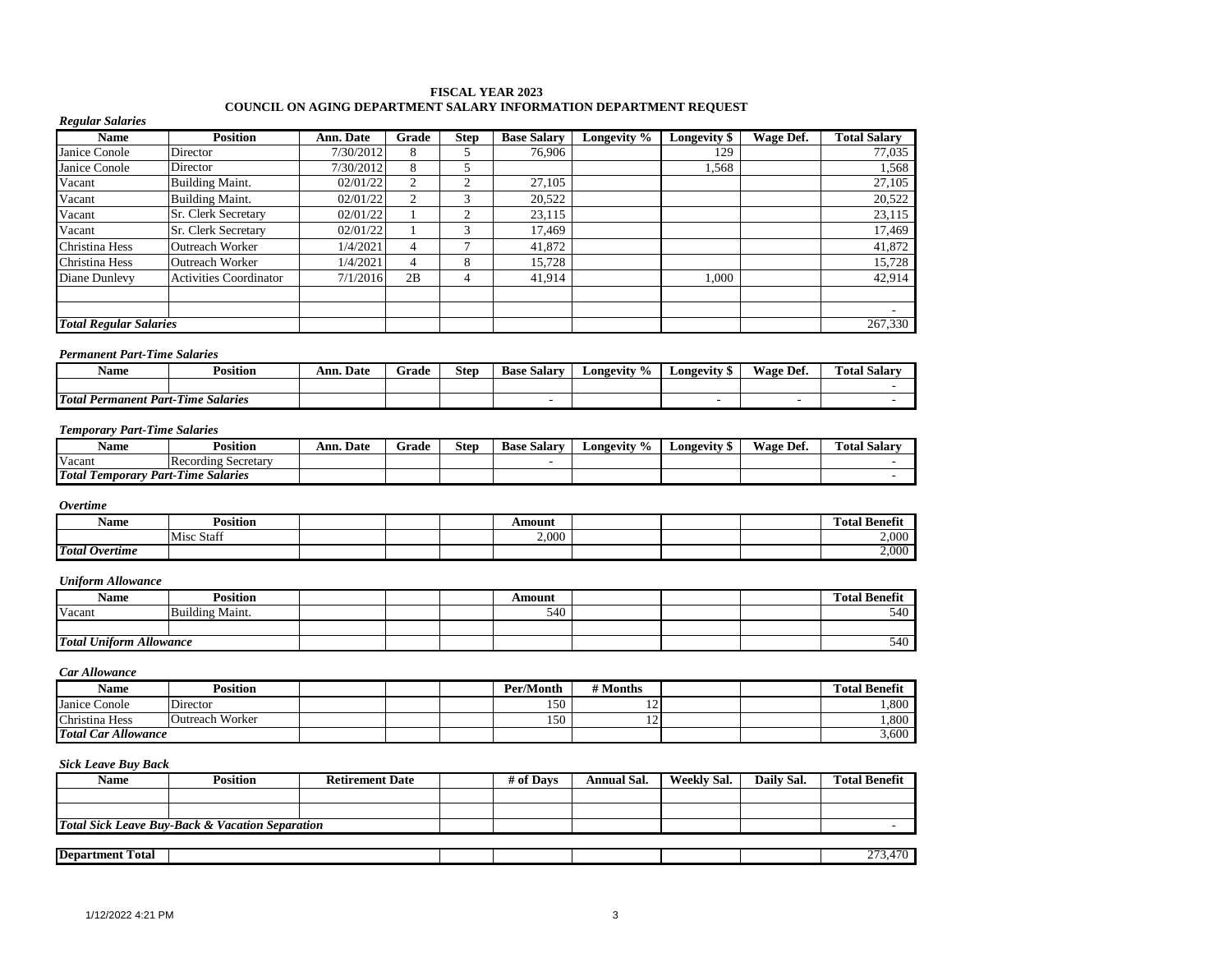**FISCAL YEAR 2023**
**COUNCIL ON AGING DEPARTMENT SALARY INFORMATION DEPARTMENT REQUEST**

*Regular Salaries*

| Name | Position | Ann. Date | Grade | Step | Base Salary | Longevity % | Longevity $ | Wage Def. | Total Salary |
|---|---|---|---|---|---|---|---|---|---|
| Janice Conole | Director | 7/30/2012 | 8 | 5 | 76,906 | | 129 | | 77,035 |
| Janice Conole | Director | 7/30/2012 | 8 | 5 | | | 1,568 | | 1,568 |
| Vacant | Building Maint. | 02/01/22 | 2 | 2 | 27,105 | | | | 27,105 |
| Vacant | Building Maint. | 02/01/22 | 2 | 3 | 20,522 | | | | 20,522 |
| Vacant | Sr. Clerk Secretary | 02/01/22 | 1 | 2 | 23,115 | | | | 23,115 |
| Vacant | Sr. Clerk Secretary | 02/01/22 | 1 | 3 | 17,469 | | | | 17,469 |
| Christina Hess | Outreach Worker | 1/4/2021 | 4 | 7 | 41,872 | | | | 41,872 |
| Christina Hess | Outreach Worker | 1/4/2021 | 4 | 8 | 15,728 | | | | 15,728 |
| Diane Dunlevy | Activities Coordinator | 7/1/2016 | 2B | 4 | 41,914 | | 1,000 | | 42,914 |
| | | | | | | | | | |
| | | | | | | | | | - |
| ***Total Regular Salaries*** | | | | | | | | | 267,330 |

*Permanent Part-Time Salaries*

| Name | Position | Ann. Date | Grade | Step | Base Salary | Longevity % | Longevity $ | Wage Def. | Total Salary |
|---|---|---|---|---|---|---|---|---|---|
| | | | | | | | | | - |
| ***Total Permanent Part-Time Salaries*** | | | | | - | | - | - | - |

*Temporary Part-Time Salaries*

| Name | Position | Ann. Date | Grade | Step | Base Salary | Longevity % | Longevity $ | Wage Def. | Total Salary |
|---|---|---|---|---|---|---|---|---|---|
| Vacant | Recording Secretary | | | | - | | | | - |
| ***Total Temporary Part-Time Salaries*** | | | | | | | | | - |

*Overtime*

| Name | Position | | | | Amount | | | | Total Benefit |
|---|---|---|---|---|---|---|---|---|---|
| | Misc Staff | | | | 2,000 | | | | 2,000 |
| ***Total Overtime*** | | | | | | | | | 2,000 |

*Uniform Allowance*

| Name | Position | | | | Amount | | | | Total Benefit |
|---|---|---|---|---|---|---|---|---|---|
| Vacant | Building Maint. | | | | 540 | | | | 540 |
| | | | | | | | | | |
| ***Total Uniform Allowance*** | | | | | | | | | 540 |

*Car Allowance*

| Name | Position | | | | Per/Month | # Months | | | Total Benefit |
|---|---|---|---|---|---|---|---|---|---|
| Janice Conole | Director | | | | 150 | 12 | | | 1,800 |
| Christina Hess | Outreach Worker | | | | 150 | 12 | | | 1,800 |
| ***Total Car Allowance*** | | | | | | | | | 3,600 |

*Sick Leave Buy Back*

| Name | Position | Retirement Date | | # of Days | Annual Sal. | Weekly Sal. | Daily Sal. | Total Benefit |
|---|---|---|---|---|---|---|---|---|
| | | | | | | | | |
| | | | | | | | | |
| ***Total Sick Leave Buy-Back & Vacation Separation*** | | | | | | | | - |

| **Department Total** | | | | | | | | 273,470 |
|---|---|---|---|---|---|---|---|---|

1/12/2022 4:21 PM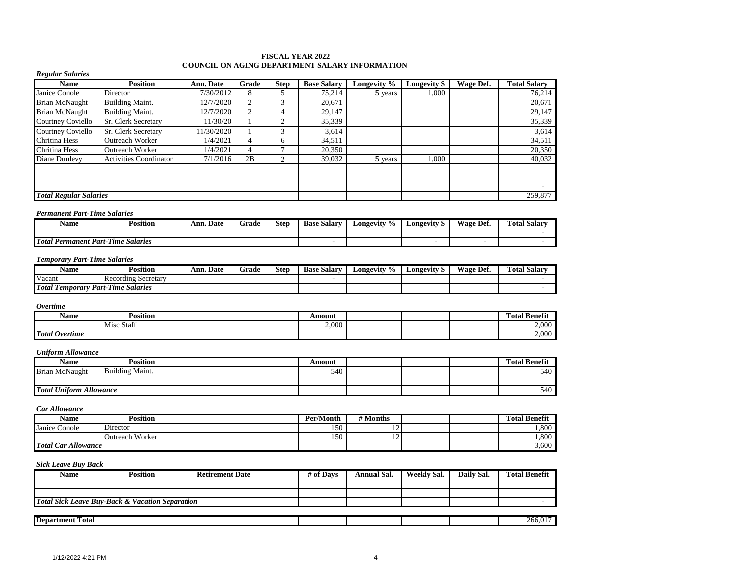# FISCAL YEAR 2022
## COUNCIL ON AGING DEPARTMENT SALARY INFORMATION

*Regular Salaries*

| Name | Position | Ann. Date | Grade | Step | Base Salary | Longevity % | Longevity $ | Wage Def. | Total Salary |
|---|---|---|---|---|---|---|---|---|---|
| Janice Conole | Director | 7/30/2012 | 8 | 5 | 75,214 | 5 years | 1,000 | | 76,214 |
| Brian McNaught | Building Maint. | 12/7/2020 | 2 | 3 | 20,671 | | | | 20,671 |
| Brian McNaught | Building Maint. | 12/7/2020 | 2 | 4 | 29,147 | | | | 29,147 |
| Courtney Coviello | Sr. Clerk Secretary | 11/30/20 | 1 | 2 | 35,339 | | | | 35,339 |
| Courtney Coviello | Sr. Clerk Secretary | 11/30/2020 | 1 | 3 | 3,614 | | | | 3,614 |
| Chritina Hess | Outreach Worker | 1/4/2021 | 4 | 6 | 34,511 | | | | 34,511 |
| Chritina Hess | Outreach Worker | 1/4/2021 | 4 | 7 | 20,350 | | | | 20,350 |
| Diane Dunlevy | Activities Coordinator | 7/1/2016 | 2B | 2 | 39,032 | 5 years | 1,000 | | 40,032 |
| | | | | | | | | | |
| | | | | | | | | | |
| | | | | | | | | | - |
| ***Total Regular Salaries*** | | | | | | | | | 259,877 |

*Permanent Part-Time Salaries*

| Name | Position | Ann. Date | Grade | Step | Base Salary | Longevity % | Longevity $ | Wage Def. | Total Salary |
|---|---|---|---|---|---|---|---|---|---|
| | | | | | | | | | - |
| ***Total Permanent Part-Time Salaries*** | | | | | - | | - | - | - |

*Temporary Part-Time Salaries*

| Name | Position | Ann. Date | Grade | Step | Base Salary | Longevity % | Longevity $ | Wage Def. | Total Salary |
|---|---|---|---|---|---|---|---|---|---|
| Vacant | Recording Secretary | | | | - | | | | - |
| ***Total Temporary Part-Time Salaries*** | | | | | | | | | - |

*Overtime*

| Name | Position | | | | Amount | | | | Total Benefit |
|---|---|---|---|---|---|---|---|---|---|
| | Misc Staff | | | | 2,000 | | | | 2,000 |
| ***Total Overtime*** | | | | | | | | | 2,000 |

*Uniform Allowance*

| Name | Position | | | | Amount | | | | Total Benefit |
|---|---|---|---|---|---|---|---|---|---|
| Brian McNaught | Building Maint. | | | | 540 | | | | 540 |
| | | | | | | | | | |
| ***Total Uniform Allowance*** | | | | | | | | | 540 |

*Car Allowance*

| Name | Position | | | | Per/Month | # Months | | | Total Benefit |
|---|---|---|---|---|---|---|---|---|---|
| Janice Conole | Director | | | | 150 | 12 | | | 1,800 |
| | Outreach Worker | | | | 150 | 12 | | | 1,800 |
| ***Total Car Allowance*** | | | | | | | | | 3,600 |

*Sick Leave Buy Back*

| Name | Position | Retirement Date | | # of Days | Annual Sal. | Weekly Sal. | Daily Sal. | Total Benefit |
|---|---|---|---|---|---|---|---|---|
| | | | | | | | | |
| | | | | | | | | |
| ***Total Sick Leave Buy-Back & Vacation Separation*** | | | | | | | | - |

| **Department Total** | | | | | | | 266,017 |
|---|---|---|---|---|---|---|---|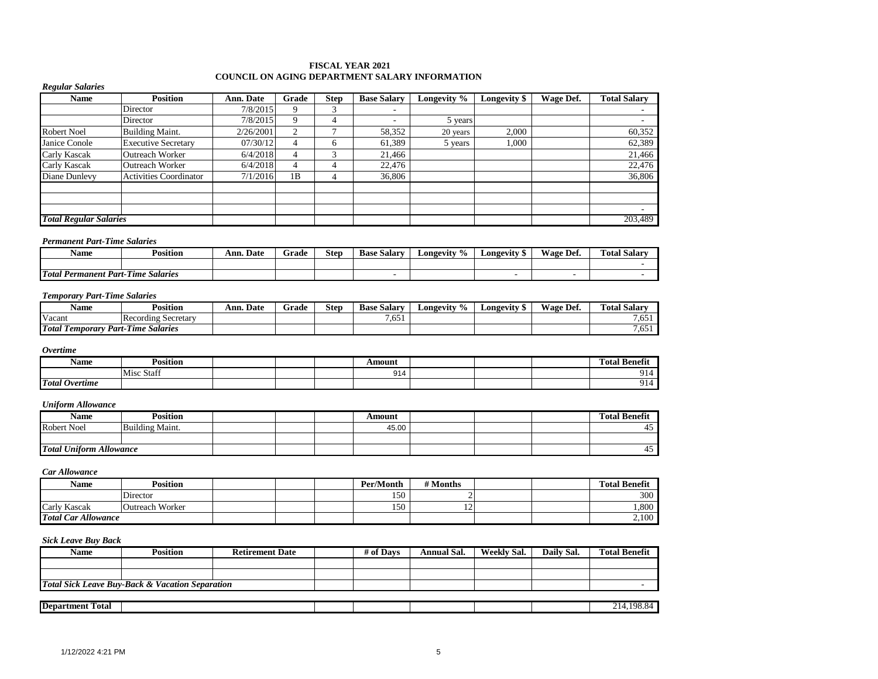# FISCAL YEAR 2021
## COUNCIL ON AGING DEPARTMENT SALARY INFORMATION

***Regular Salaries***

| Name | Position | Ann. Date | Grade | Step | Base Salary | Longevity % | Longevity $ | Wage Def. | Total Salary |
|---|---|---|---|---|---|---|---|---|---|
| | Director | 7/8/2015 | 9 | 3 | - | | | | - |
| | Director | 7/8/2015 | 9 | 4 | - | 5 years | | | - |
| Robert Noel | Building Maint. | 2/26/2001 | 2 | 7 | 58,352 | 20 years | 2,000 | | 60,352 |
| Janice Conole | Executive Secretary | 07/30/12 | 4 | 6 | 61,389 | 5 years | 1,000 | | 62,389 |
| Carly Kascak | Outreach Worker | 6/4/2018 | 4 | 3 | 21,466 | | | | 21,466 |
| Carly Kascak | Outreach Worker | 6/4/2018 | 4 | 4 | 22,476 | | | | 22,476 |
| Diane Dunlevy | Activities Coordinator | 7/1/2016 | 1B | 4 | 36,806 | | | | 36,806 |
| | | | | | | | | | |
| | | | | | | | | | |
| | | | | | | | | | - |
| ***Total Regular Salaries*** | | | | | | | | | 203,489 |

***Permanent Part-Time Salaries***

| Name | Position | Ann. Date | Grade | Step | Base Salary | Longevity % | Longevity $ | Wage Def. | Total Salary |
|---|---|---|---|---|---|---|---|---|---|
| | | | | | | | | | - |
| ***Total Permanent Part-Time Salaries*** | | | | | - | | - | - | - |

***Temporary Part-Time Salaries***

| Name | Position | Ann. Date | Grade | Step | Base Salary | Longevity % | Longevity $ | Wage Def. | Total Salary |
|---|---|---|---|---|---|---|---|---|---|
| Vacant | Recording Secretary | | | | 7,651 | | | | 7,651 |
| ***Total Temporary Part-Time Salaries*** | | | | | | | | | 7,651 |

***Overtime***

| Name | Position | | | | Amount | | | | Total Benefit |
|---|---|---|---|---|---|---|---|---|---|
| | Misc Staff | | | | 914 | | | | 914 |
| ***Total Overtime*** | | | | | | | | | 914 |

***Uniform Allowance***

| Name | Position | | | | Amount | | | | Total Benefit |
|---|---|---|---|---|---|---|---|---|---|
| Robert Noel | Building Maint. | | | | 45.00 | | | | 45 |
| | | | | | | | | | |
| ***Total Uniform Allowance*** | | | | | | | | | 45 |

***Car Allowance***

| Name | Position | | | | Per/Month | # Months | | | Total Benefit |
|---|---|---|---|---|---|---|---|---|---|
| | Director | | | | 150 | 2 | | | 300 |
| Carly Kascak | Outreach Worker | | | | 150 | 12 | | | 1,800 |
| ***Total Car Allowance*** | | | | | | | | | 2,100 |

***Sick Leave Buy Back***

| Name | Position | Retirement Date | | # of Days | Annual Sal. | Weekly Sal. | Daily Sal. | Total Benefit |
|---|---|---|---|---|---|---|---|---|
| | | | | | | | | |
| | | | | | | | | |
| ***Total Sick Leave Buy-Back & Vacation Separation*** | | | | | | | | - |

| **Department Total** | | | | | | | | 214,198.84 |
|---|---|---|---|---|---|---|---|---|

1/12/2022 4:21 PM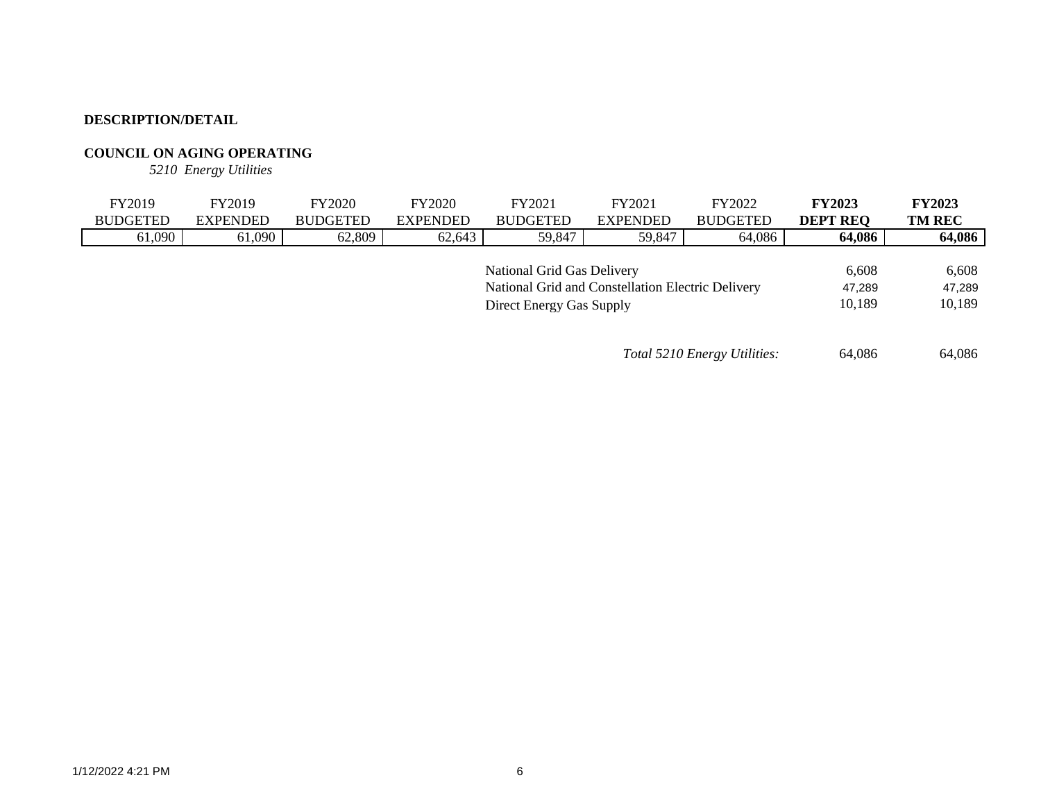**DESCRIPTION/DETAIL**

**COUNCIL ON AGING OPERATING**

*5210 Energy Utilities*

| FY2019 BUDGETED | FY2019 EXPENDED | FY2020 BUDGETED | FY2020 EXPENDED | FY2021 BUDGETED | FY2021 EXPENDED | FY2022 BUDGETED | **FY2023 DEPT REQ** | **FY2023 TM REC** |
|---|---|---|---|---|---|---|---|---|
| 61,090 | 61,090 | 62,809 | 62,643 | 59,847 | 59,847 | 64,086 | **64,086** | **64,086** |

| Description | FY2023 DEPT REQ | FY2023 TM REC |
|---|---|---|
| National Grid Gas Delivery | 6,608 | 6,608 |
| National Grid and Constellation Electric Delivery | 47,289 | 47,289 |
| Direct Energy Gas Supply | 10,189 | 10,189 |
| *Total 5210 Energy Utilities:* | 64,086 | 64,086 |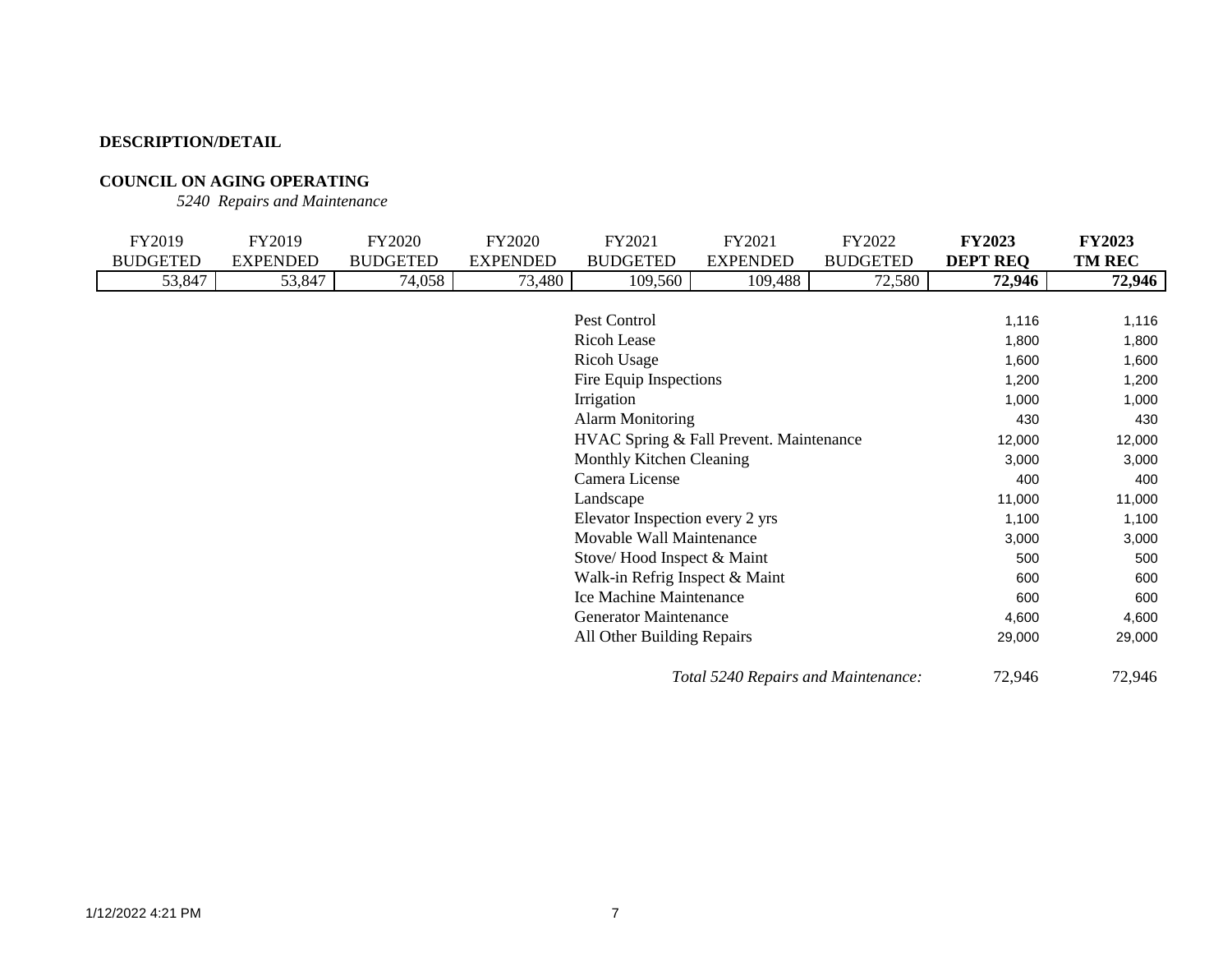**DESCRIPTION/DETAIL**

**COUNCIL ON AGING OPERATING**

*5240 Repairs and Maintenance*

| FY2019 BUDGETED | FY2019 EXPENDED | FY2020 BUDGETED | FY2020 EXPENDED | FY2021 BUDGETED | FY2021 EXPENDED | FY2022 BUDGETED | **FY2023 DEPT REQ** | **FY2023 TM REC** |
|---|---|---|---|---|---|---|---|---|
| 53,847 | 53,847 | 74,058 | 73,480 | 109,560 | 109,488 | 72,580 | **72,946** | **72,946** |

| Item | FY2023 DEPT REQ | FY2023 TM REC |
|---|---|---|
| Pest Control | 1,116 | 1,116 |
| Ricoh Lease | 1,800 | 1,800 |
| Ricoh Usage | 1,600 | 1,600 |
| Fire Equip Inspections | 1,200 | 1,200 |
| Irrigation | 1,000 | 1,000 |
| Alarm Monitoring | 430 | 430 |
| HVAC Spring & Fall Prevent. Maintenance | 12,000 | 12,000 |
| Monthly Kitchen Cleaning | 3,000 | 3,000 |
| Camera License | 400 | 400 |
| Landscape | 11,000 | 11,000 |
| Elevator Inspection every 2 yrs | 1,100 | 1,100 |
| Movable Wall Maintenance | 3,000 | 3,000 |
| Stove/ Hood Inspect & Maint | 500 | 500 |
| Walk-in Refrig Inspect & Maint | 600 | 600 |
| Ice Machine Maintenance | 600 | 600 |
| Generator Maintenance | 4,600 | 4,600 |
| All Other Building Repairs | 29,000 | 29,000 |
| *Total 5240 Repairs and Maintenance:* | 72,946 | 72,946 |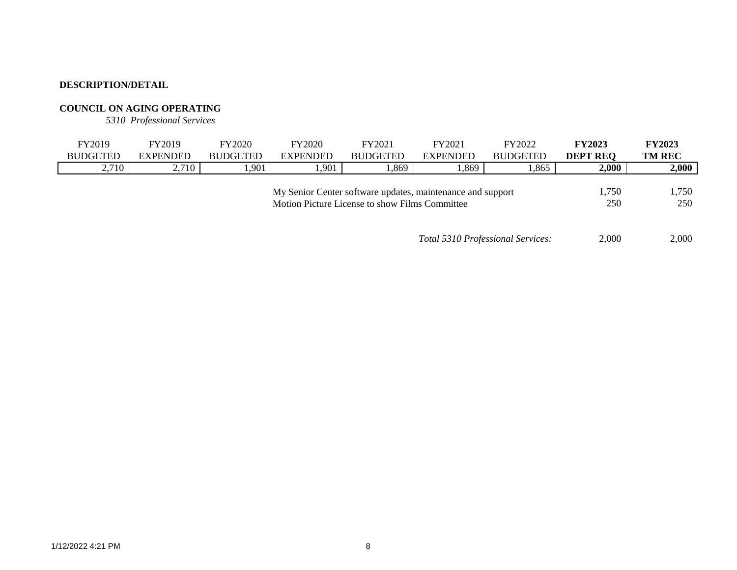**DESCRIPTION/DETAIL**

**COUNCIL ON AGING OPERATING**

*5310 Professional Services*

| FY2019 BUDGETED | FY2019 EXPENDED | FY2020 BUDGETED | FY2020 EXPENDED | FY2021 BUDGETED | FY2021 EXPENDED | FY2022 BUDGETED | **FY2023 DEPT REQ** | **FY2023 TM REC** |
|---|---|---|---|---|---|---|---|---|
| 2,710 | 2,710 | 1,901 | 1,901 | 1,869 | 1,869 | 1,865 | **2,000** | **2,000** |

| Description | FY2023 DEPT REQ | FY2023 TM REC |
|---|---|---|
| My Senior Center software updates, maintenance and support | 1,750 | 1,750 |
| Motion Picture License to show Films Committee | 250 | 250 |
| *Total 5310 Professional Services:* | 2,000 | 2,000 |

1/12/2022 4:21 PM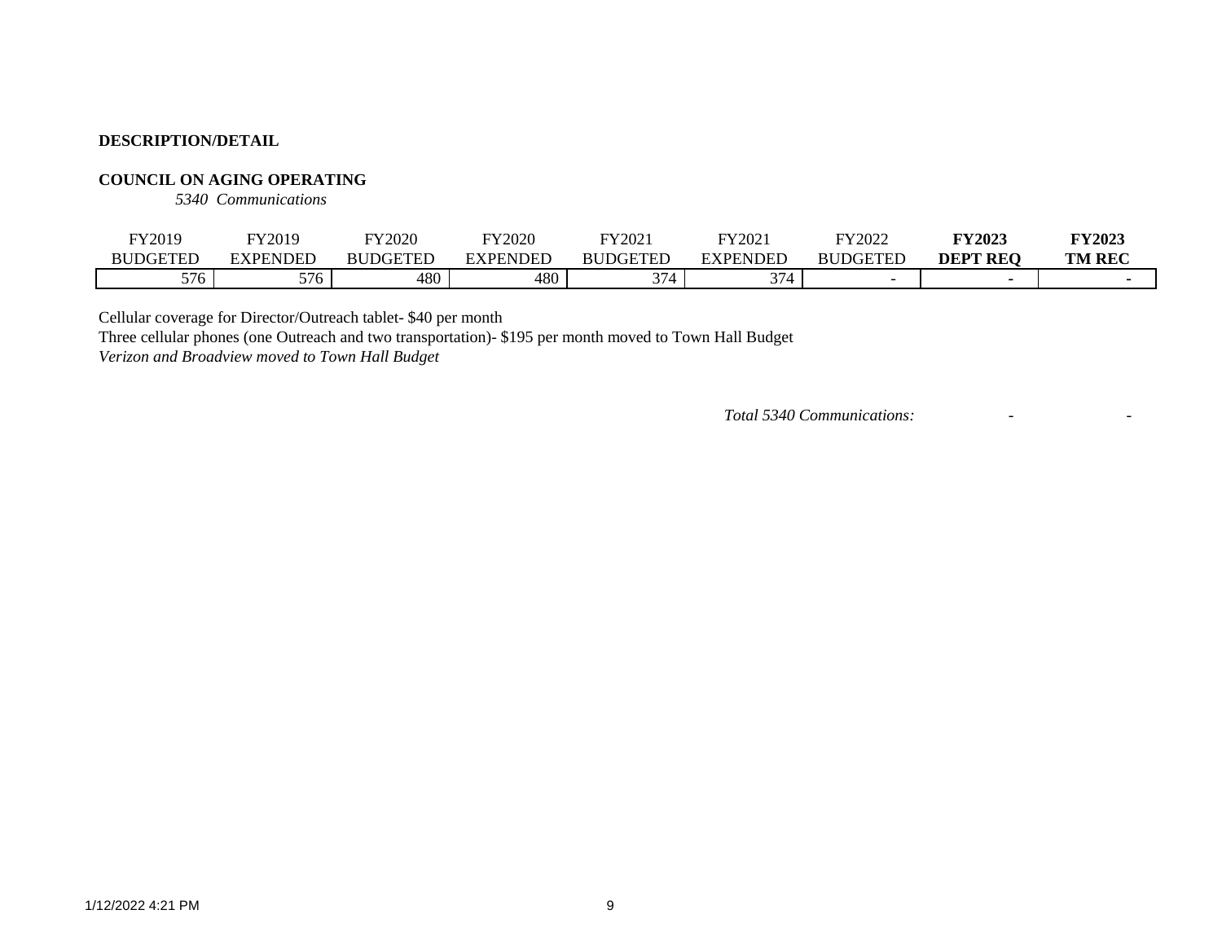**DESCRIPTION/DETAIL**

**COUNCIL ON AGING OPERATING**

*5340 Communications*

| FY2019 BUDGETED | FY2019 EXPENDED | FY2020 BUDGETED | FY2020 EXPENDED | FY2021 BUDGETED | FY2021 EXPENDED | FY2022 BUDGETED | **FY2023 DEPT REQ** | **FY2023 TM REC** |
|---|---|---|---|---|---|---|---|---|
| 576 | 576 | 480 | 480 | 374 | 374 | - | - | - |

Cellular coverage for Director/Outreach tablet- $40 per month
Three cellular phones (one Outreach and two transportation)- $195 per month moved to Town Hall Budget
*Verizon and Broadview moved to Town Hall Budget*

| | | |
|---|---|---|
| *Total 5340 Communications:* | - | - |

1/12/2022 4:21 PM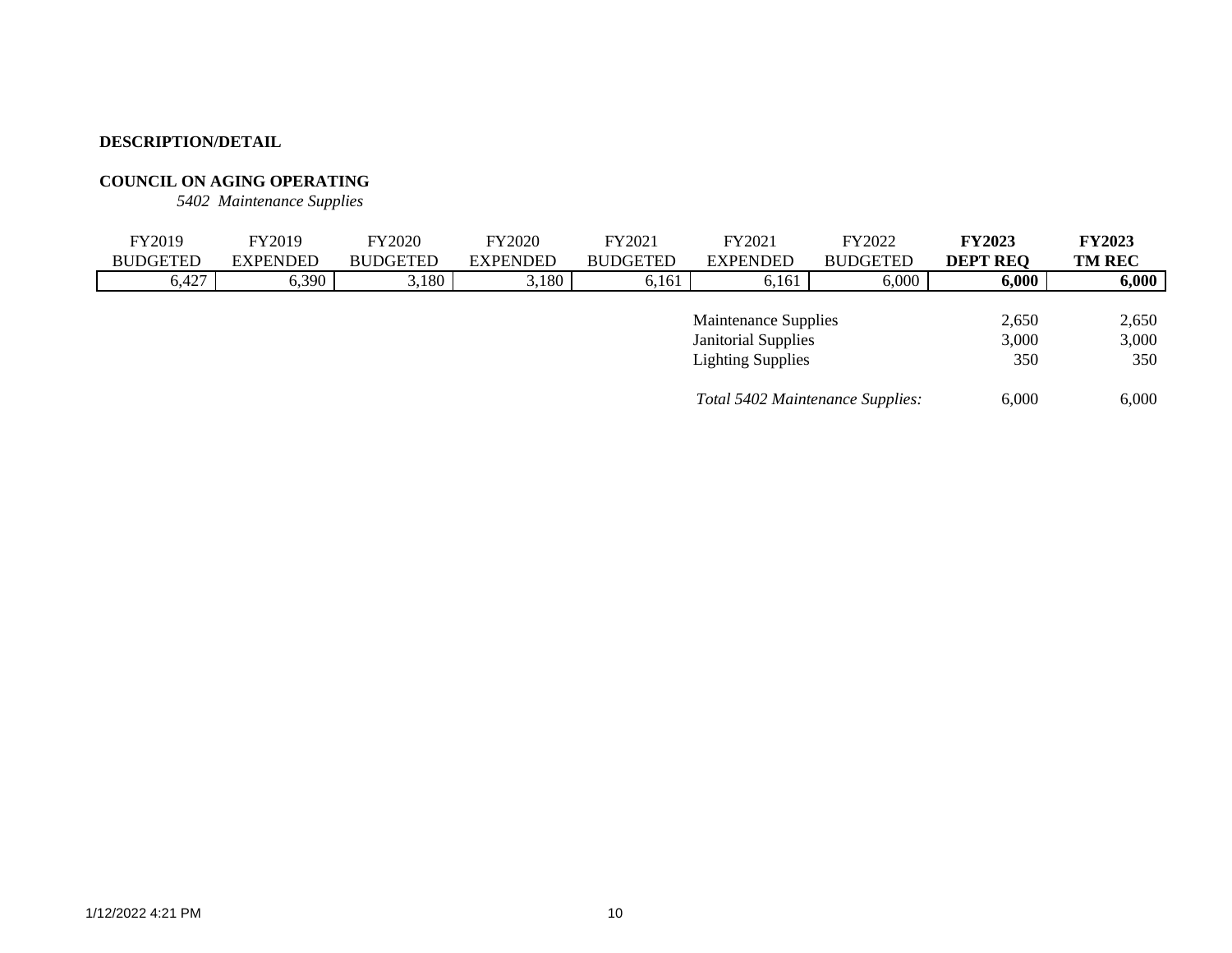**DESCRIPTION/DETAIL**

**COUNCIL ON AGING OPERATING**

*5402 Maintenance Supplies*

| FY2019 BUDGETED | FY2019 EXPENDED | FY2020 BUDGETED | FY2020 EXPENDED | FY2021 BUDGETED | FY2021 EXPENDED | FY2022 BUDGETED | **FY2023 DEPT REQ** | **FY2023 TM REC** |
|---|---|---|---|---|---|---|---|---|
| 6,427 | 6,390 | 3,180 | 3,180 | 6,161 | 6,161 | 6,000 | **6,000** | **6,000** |

| | FY2023 DEPT REQ | FY2023 TM REC |
|---|---|---|
| Maintenance Supplies | 2,650 | 2,650 |
| Janitorial Supplies | 3,000 | 3,000 |
| Lighting Supplies | 350 | 350 |
| *Total 5402 Maintenance Supplies:* | 6,000 | 6,000 |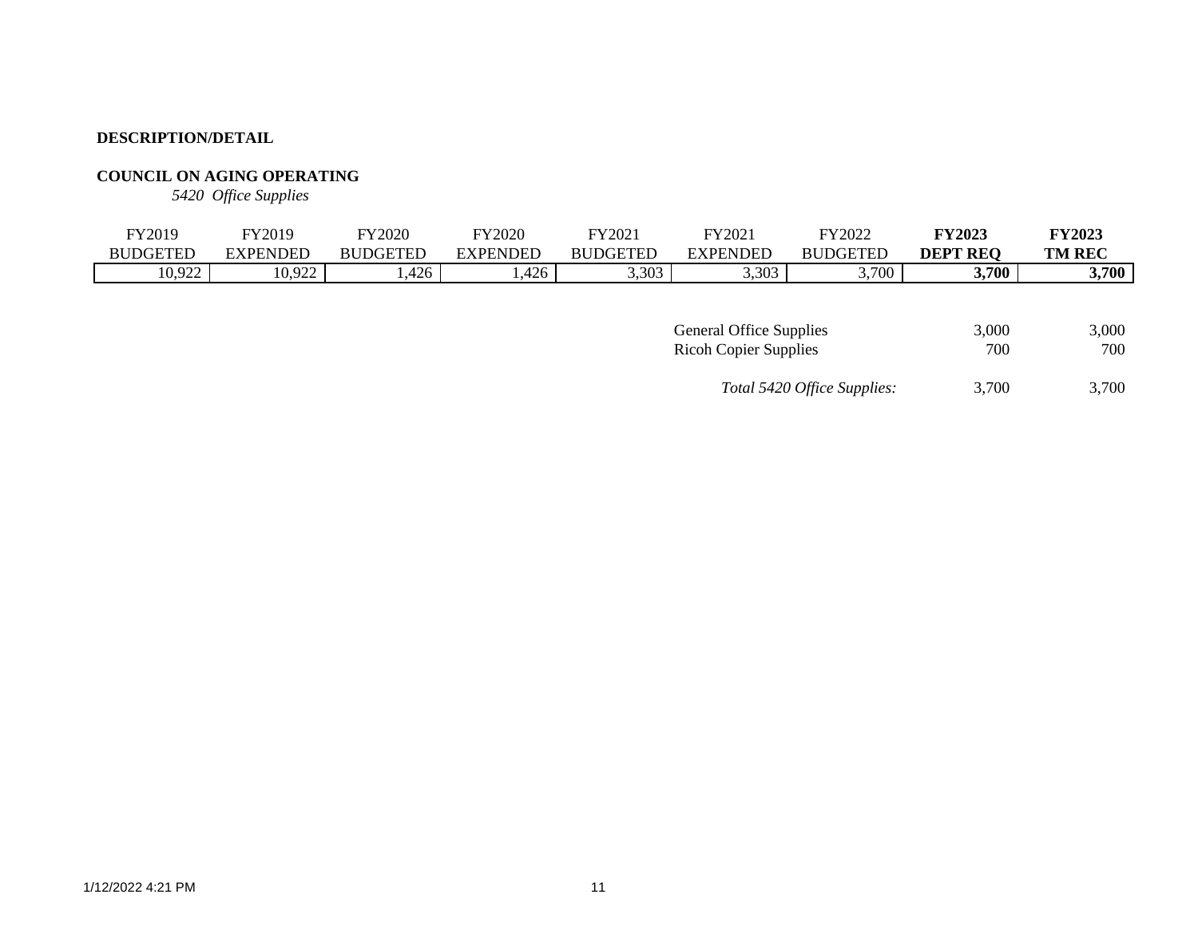**DESCRIPTION/DETAIL**

**COUNCIL ON AGING OPERATING**

*5420 Office Supplies*

| FY2019 BUDGETED | FY2019 EXPENDED | FY2020 BUDGETED | FY2020 EXPENDED | FY2021 BUDGETED | FY2021 EXPENDED | FY2022 BUDGETED | **FY2023 DEPT REQ** | **FY2023 TM REC** |
|---|---|---|---|---|---|---|---|---|
| 10,922 | 10,922 | 1,426 | 1,426 | 3,303 | 3,303 | 3,700 | **3,700** | **3,700** |

| | FY2023 DEPT REQ | FY2023 TM REC |
|---|---|---|
| General Office Supplies | 3,000 | 3,000 |
| Ricoh Copier Supplies | 700 | 700 |
| *Total 5420 Office Supplies:* | 3,700 | 3,700 |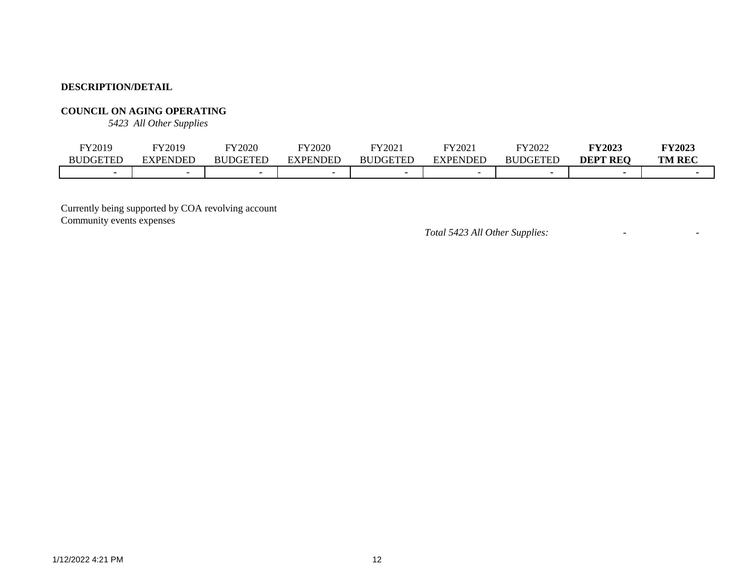**DESCRIPTION/DETAIL**

**COUNCIL ON AGING OPERATING**

*5423 All Other Supplies*

| FY2019 BUDGETED | FY2019 EXPENDED | FY2020 BUDGETED | FY2020 EXPENDED | FY2021 BUDGETED | FY2021 EXPENDED | FY2022 BUDGETED | **FY2023 DEPT REQ** | **FY2023 TM REC** |
|---|---|---|---|---|---|---|---|---|
| - | - | - | - | - | - | - | - | - |

Currently being supported by COA revolving account
Community events expenses

| | | |
|---|---|---|
| *Total 5423 All Other Supplies:* | - | - |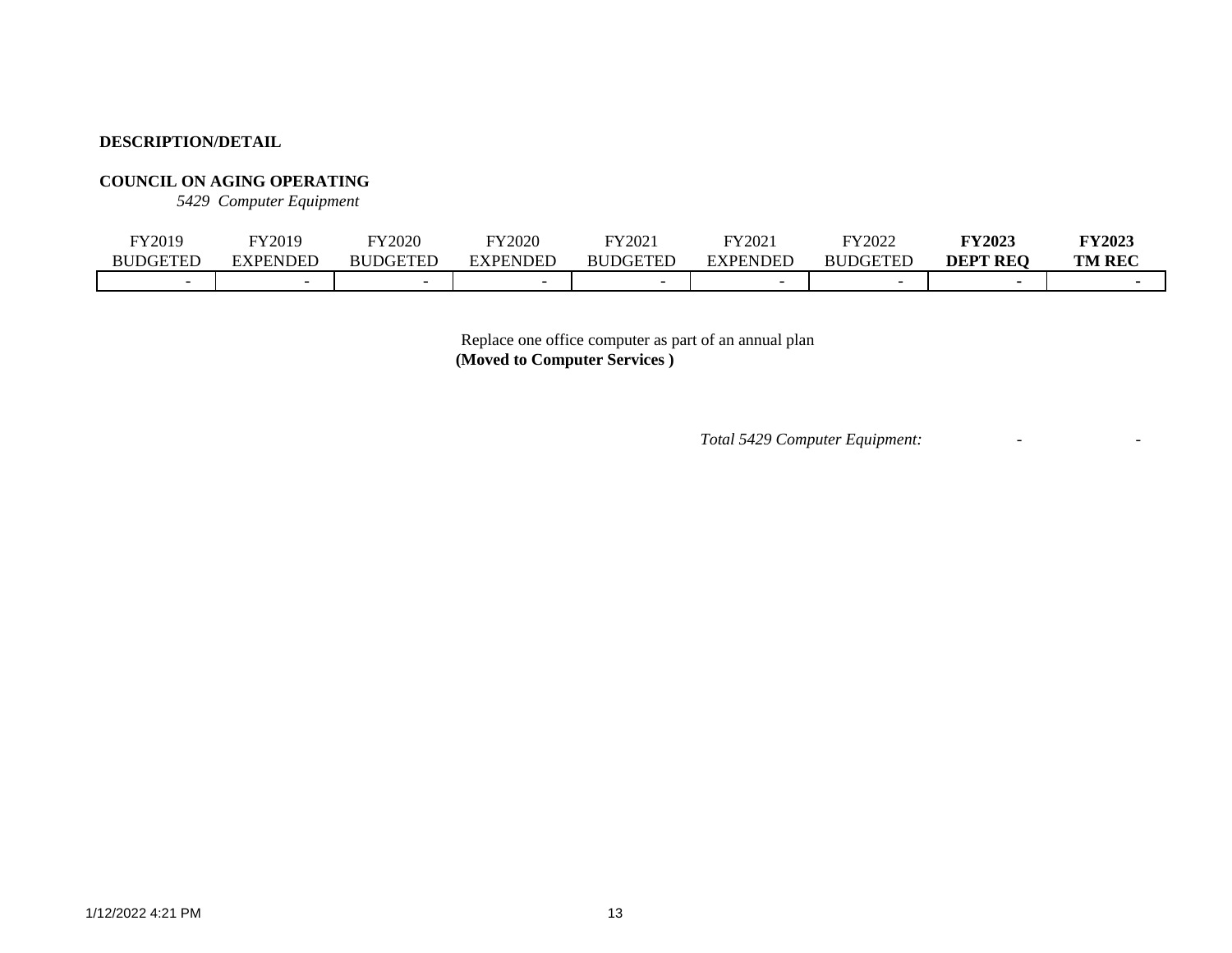**DESCRIPTION/DETAIL**

**COUNCIL ON AGING OPERATING**

*5429 Computer Equipment*

| FY2019 BUDGETED | FY2019 EXPENDED | FY2020 BUDGETED | FY2020 EXPENDED | FY2021 BUDGETED | FY2021 EXPENDED | FY2022 BUDGETED | **FY2023 DEPT REQ** | **FY2023 TM REC** |
|---|---|---|---|---|---|---|---|---|
| - | - | - | - | - | - | - | - | - |

Replace one office computer as part of an annual plan
**(Moved to Computer Services )**

| | | |
|---|---|---|
| *Total 5429 Computer Equipment:* | - | - |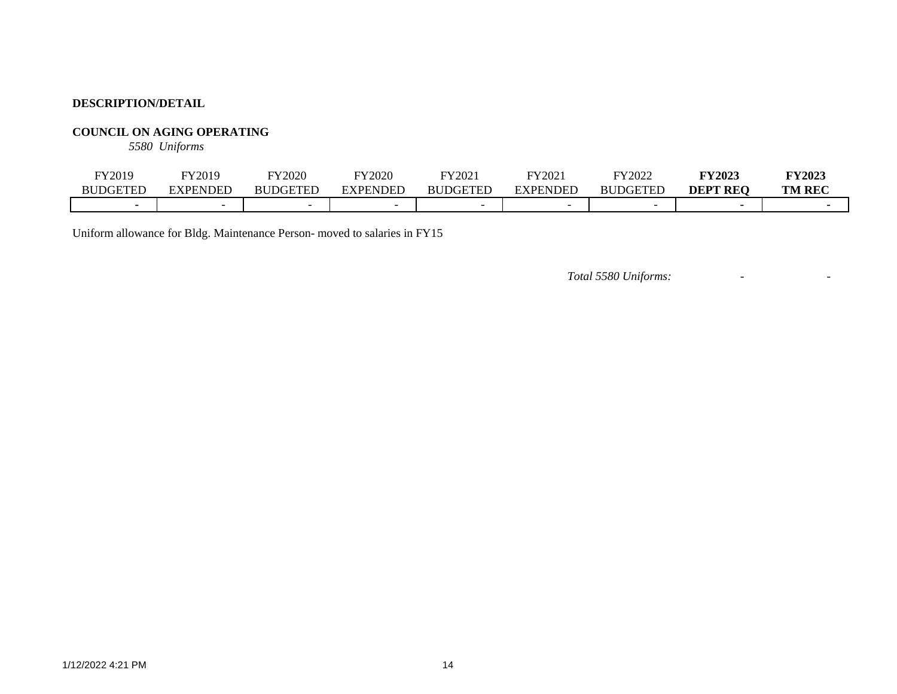**DESCRIPTION/DETAIL**

**COUNCIL ON AGING OPERATING**

*5580 Uniforms*

| FY2019 BUDGETED | FY2019 EXPENDED | FY2020 BUDGETED | FY2020 EXPENDED | FY2021 BUDGETED | FY2021 EXPENDED | FY2022 BUDGETED | **FY2023 DEPT REQ** | **FY2023 TM REC** |
|---|---|---|---|---|---|---|---|---|
| - | - | - | - | - | - | - | - | - |

Uniform allowance for Bldg. Maintenance Person- moved to salaries in FY15

*Total 5580 Uniforms:* - -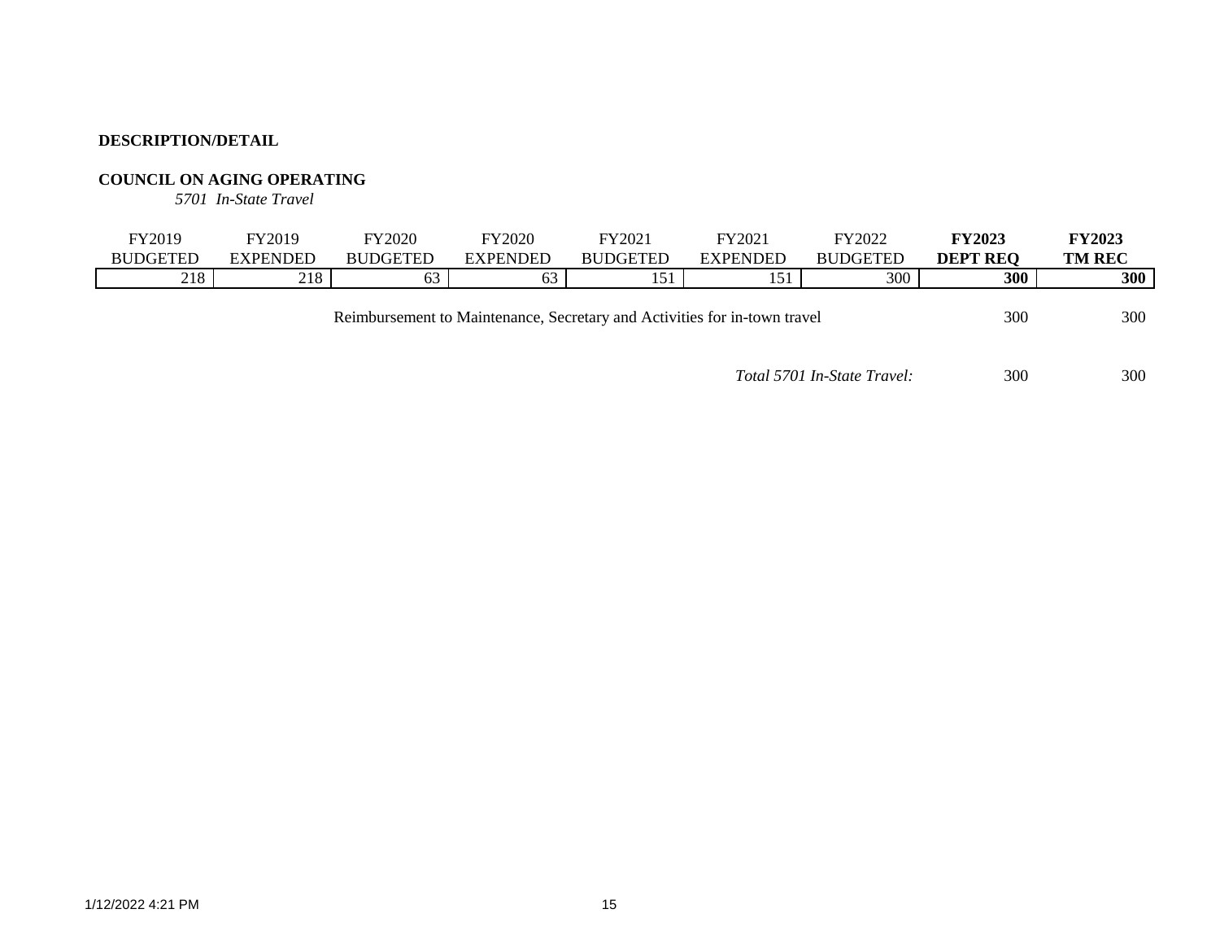**DESCRIPTION/DETAIL**

**COUNCIL ON AGING OPERATING**

*5701 In-State Travel*

| FY2019 BUDGETED | FY2019 EXPENDED | FY2020 BUDGETED | FY2020 EXPENDED | FY2021 BUDGETED | FY2021 EXPENDED | FY2022 BUDGETED | **FY2023 DEPT REQ** | **FY2023 TM REC** |
|---|---|---|---|---|---|---|---|---|
| 218 | 218 | 63 | 63 | 151 | 151 | 300 | **300** | **300** |

| Description | FY2023 DEPT REQ | FY2023 TM REC |
|---|---|---|
| Reimbursement to Maintenance, Secretary and Activities for in-town travel | 300 | 300 |
| *Total 5701 In-State Travel:* | 300 | 300 |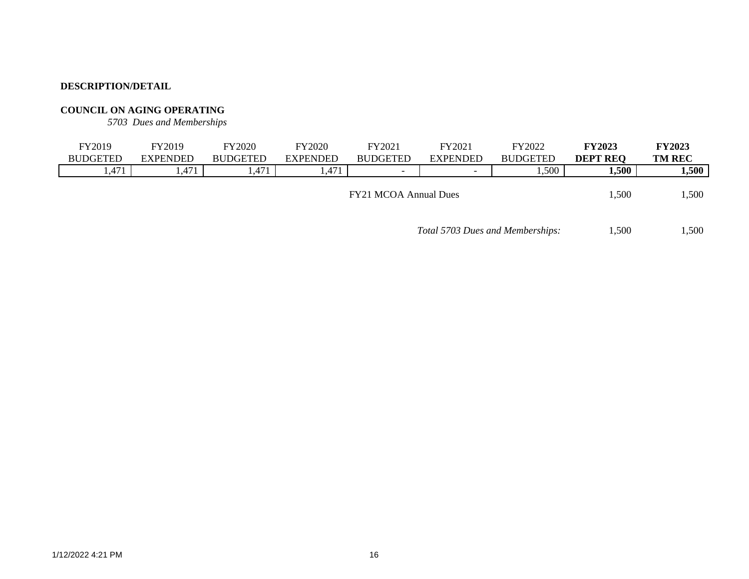**DESCRIPTION/DETAIL**

**COUNCIL ON AGING OPERATING**

*5703 Dues and Memberships*

| FY2019 BUDGETED | FY2019 EXPENDED | FY2020 BUDGETED | FY2020 EXPENDED | FY2021 BUDGETED | FY2021 EXPENDED | FY2022 BUDGETED | **FY2023 DEPT REQ** | **FY2023 TM REC** |
|---|---|---|---|---|---|---|---|---|
| 1,471 | 1,471 | 1,471 | 1,471 | - | - | 1,500 | **1,500** | **1,500** |
| | | | | FY21 MCOA Annual Dues | | | 1,500 | 1,500 |
| | | | | | *Total 5703 Dues and Memberships:* | | 1,500 | 1,500 |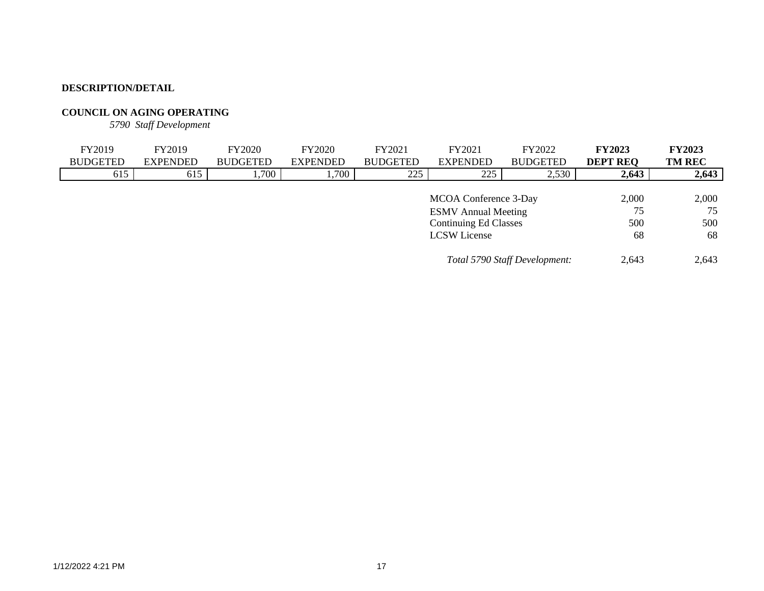**DESCRIPTION/DETAIL**

**COUNCIL ON AGING OPERATING**

*5790 Staff Development*

| FY2019 BUDGETED | FY2019 EXPENDED | FY2020 BUDGETED | FY2020 EXPENDED | FY2021 BUDGETED | FY2021 EXPENDED | FY2022 BUDGETED | **FY2023 DEPT REQ** | **FY2023 TM REC** |
|---|---|---|---|---|---|---|---|---|
| 615 | 615 | 1,700 | 1,700 | 225 | 225 | 2,530 | **2,643** | **2,643** |

| Description | FY2023 DEPT REQ | FY2023 TM REC |
|---|---|---|
| MCOA Conference 3-Day | 2,000 | 2,000 |
| ESMV Annual Meeting | 75 | 75 |
| Continuing Ed Classes | 500 | 500 |
| LCSW License | 68 | 68 |
| *Total 5790 Staff Development:* | 2,643 | 2,643 |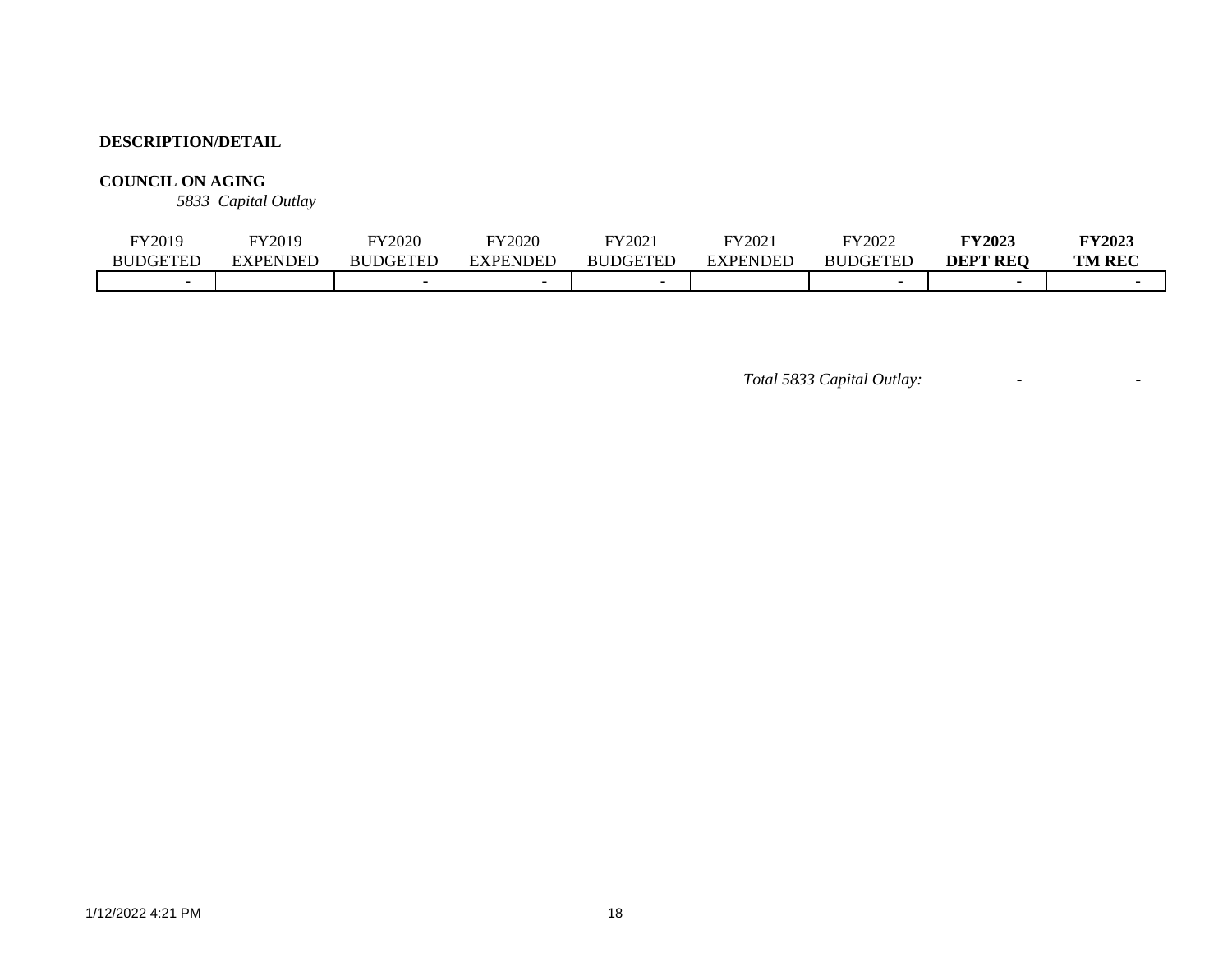**DESCRIPTION/DETAIL**

**COUNCIL ON AGING**

*5833 Capital Outlay*

| FY2019 BUDGETED | FY2019 EXPENDED | FY2020 BUDGETED | FY2020 EXPENDED | FY2021 BUDGETED | FY2021 EXPENDED | FY2022 BUDGETED | **FY2023 DEPT REQ** | **FY2023 TM REC** |
|---|---|---|---|---|---|---|---|---|
| - | | - | - | - | | - | - | - |

*Total 5833 Capital Outlay:* - -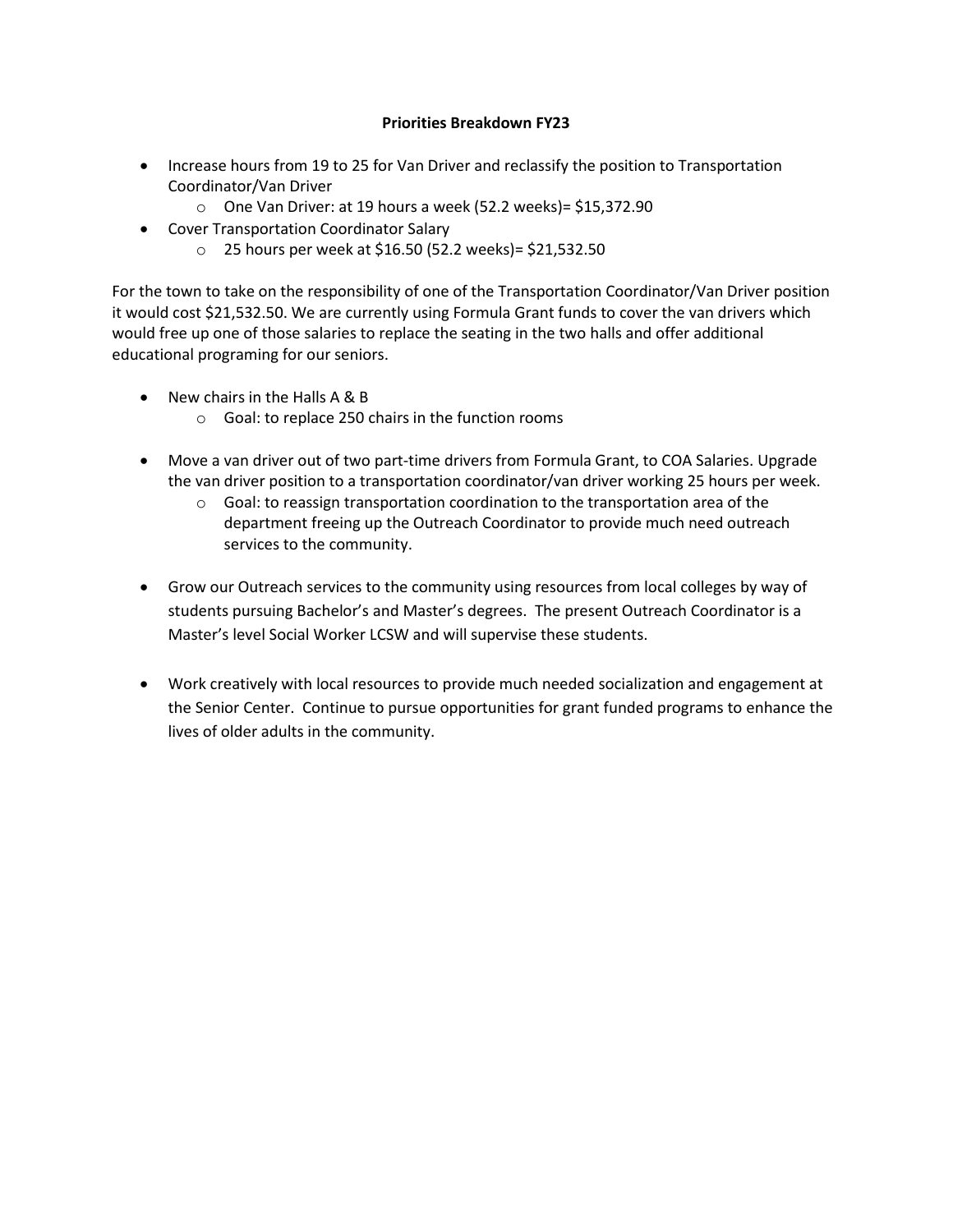**Priorities Breakdown FY23**

- Increase hours from 19 to 25 for Van Driver and reclassify the position to Transportation Coordinator/Van Driver
  - One Van Driver: at 19 hours a week (52.2 weeks)= $15,372.90
- Cover Transportation Coordinator Salary
  - 25 hours per week at $16.50 (52.2 weeks)= $21,532.50

For the town to take on the responsibility of one of the Transportation Coordinator/Van Driver position it would cost $21,532.50. We are currently using Formula Grant funds to cover the van drivers which would free up one of those salaries to replace the seating in the two halls and offer additional educational programing for our seniors.

- New chairs in the Halls A & B
  - Goal: to replace 250 chairs in the function rooms

- Move a van driver out of two part-time drivers from Formula Grant, to COA Salaries. Upgrade the van driver position to a transportation coordinator/van driver working 25 hours per week.
  - Goal: to reassign transportation coordination to the transportation area of the department freeing up the Outreach Coordinator to provide much need outreach services to the community.

- Grow our Outreach services to the community using resources from local colleges by way of students pursuing Bachelor's and Master's degrees. The present Outreach Coordinator is a Master's level Social Worker LCSW and will supervise these students.

- Work creatively with local resources to provide much needed socialization and engagement at the Senior Center. Continue to pursue opportunities for grant funded programs to enhance the lives of older adults in the community.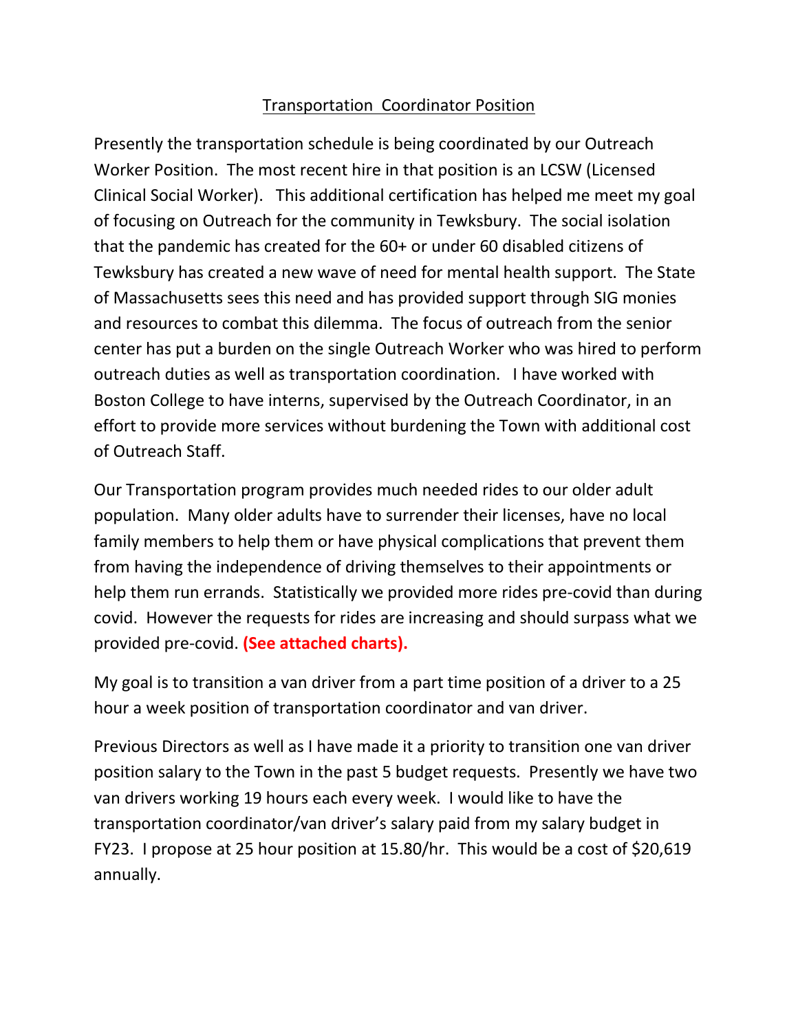## Transportation  Coordinator Position

Presently the transportation schedule is being coordinated by our Outreach Worker Position. The most recent hire in that position is an LCSW (Licensed Clinical Social Worker). This additional certification has helped me meet my goal of focusing on Outreach for the community in Tewksbury. The social isolation that the pandemic has created for the 60+ or under 60 disabled citizens of Tewksbury has created a new wave of need for mental health support. The State of Massachusetts sees this need and has provided support through SIG monies and resources to combat this dilemma. The focus of outreach from the senior center has put a burden on the single Outreach Worker who was hired to perform outreach duties as well as transportation coordination. I have worked with Boston College to have interns, supervised by the Outreach Coordinator, in an effort to provide more services without burdening the Town with additional cost of Outreach Staff.

Our Transportation program provides much needed rides to our older adult population. Many older adults have to surrender their licenses, have no local family members to help them or have physical complications that prevent them from having the independence of driving themselves to their appointments or help them run errands. Statistically we provided more rides pre-covid than during covid. However the requests for rides are increasing and should surpass what we provided pre-covid. **(See attached charts).**

My goal is to transition a van driver from a part time position of a driver to a 25 hour a week position of transportation coordinator and van driver.

Previous Directors as well as I have made it a priority to transition one van driver position salary to the Town in the past 5 budget requests. Presently we have two van drivers working 19 hours each every week. I would like to have the transportation coordinator/van driver's salary paid from my salary budget in FY23. I propose at 25 hour position at 15.80/hr. This would be a cost of $20,619 annually.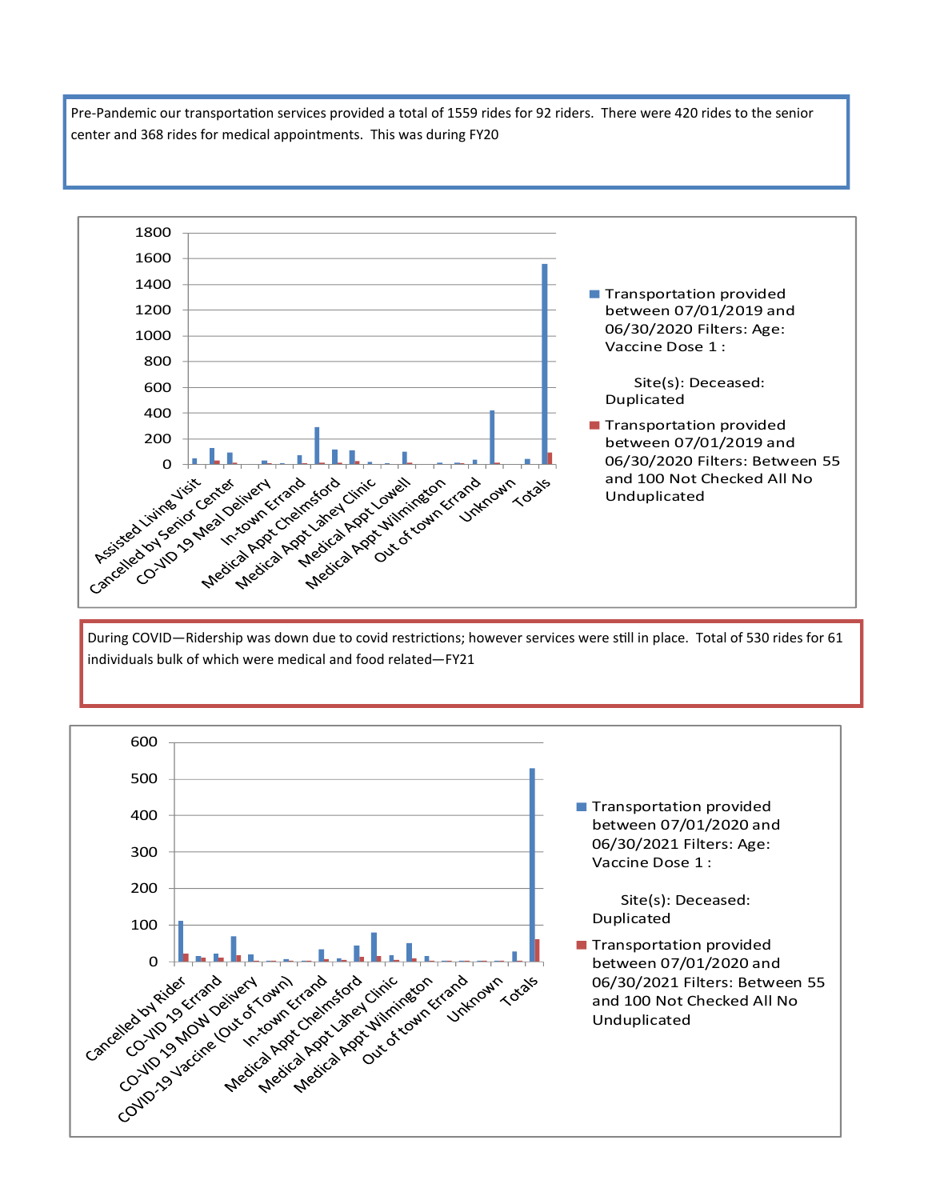Pre-Pandemic our transportation services provided a total of 1559 rides for 92 riders. There were 420 rides to the senior center and 368 rides for medical appointments. This was during FY20

During COVID—Ridership was down due to covid restrictions; however services were still in place. Total of 530 rides for 61 individuals bulk of which were medical and food related—FY21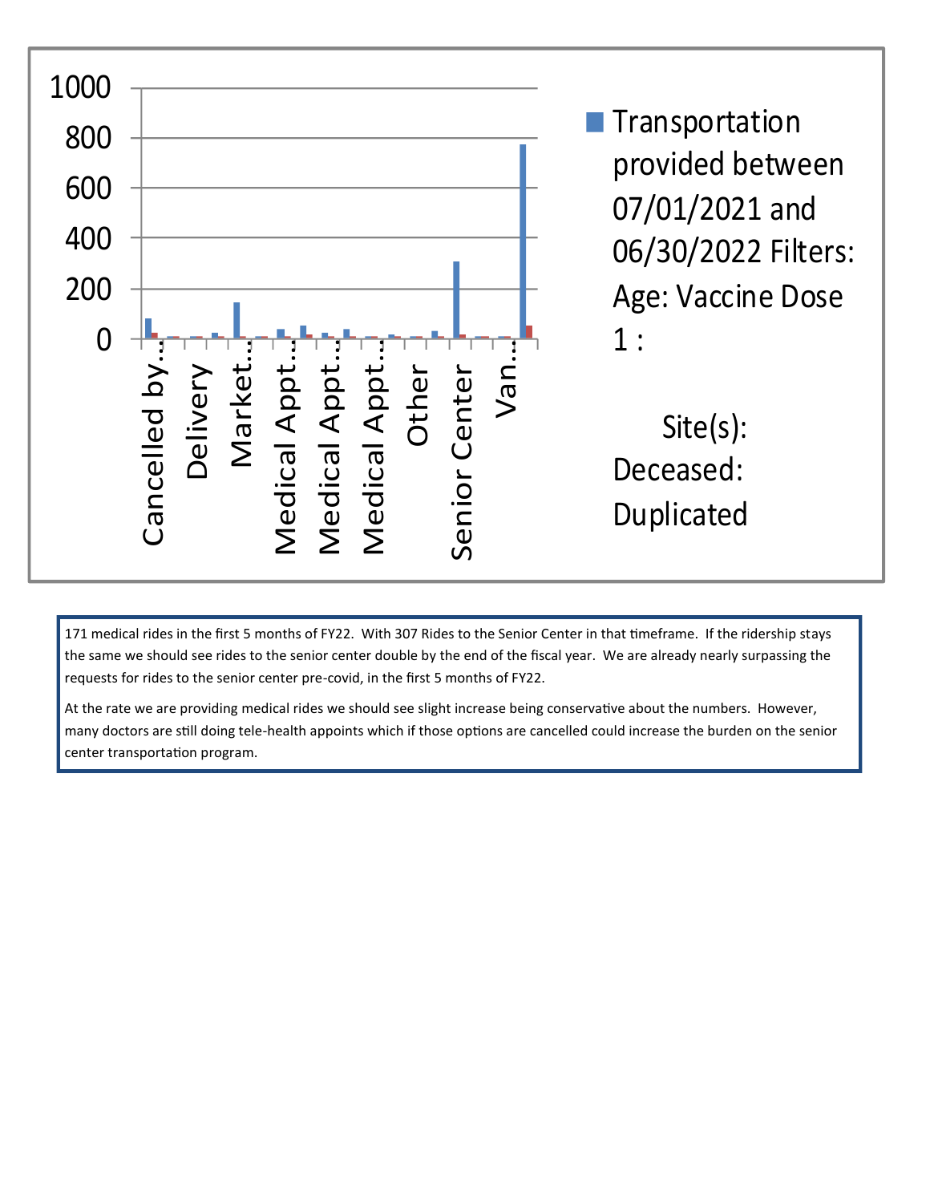1000
800
600
400
200
0

Cancelled by…
Delivery
Market…
Medical Appt…
Medical Appt…
Medical Appt…
Other
Senior Center
Van…

Transportation provided between 07/01/2021 and 06/30/2022 Filters: Age: Vaccine Dose 1 :

Site(s):
Deceased:
Duplicated

171 medical rides in the first 5 months of FY22. With 307 Rides to the Senior Center in that timeframe. If the ridership stays the same we should see rides to the senior center double by the end of the fiscal year. We are already nearly surpassing the requests for rides to the senior center pre-covid, in the first 5 months of FY22.

At the rate we are providing medical rides we should see slight increase being conservative about the numbers. However, many doctors are still doing tele-health appoints which if those options are cancelled could increase the burden on the senior center transportation program.